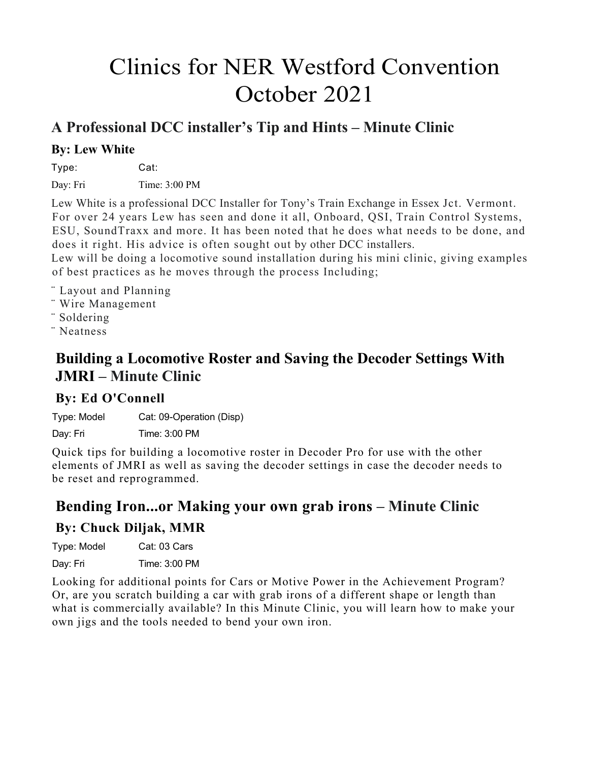# Clinics for NER Westford Convention October 2021

## A Professional DCC installer's Tip and Hints – Minute Clinic

### By: Lew White

Type: Cat:

Day: Fri Time: 3:00 PM

Lew White is a professional DCC Installer for Tony's Train Exchange in Essex Jct. Vermont. For over 24 years Lew has seen and done it all, Onboard, QSI, Train Control Systems, ESU, SoundTraxx and more. It has been noted that he does what needs to be done, and does it right. His advice is often sought out by other DCC installers.
Lew will be doing a locomotive sound installation during his mini clinic, giving examples of best practices as he moves through the process Including;

- Layout and Planning
- Wire Management
- Soldering
- Neatness

## Building a Locomotive Roster and Saving the Decoder Settings With JMRI – Minute Clinic

### By: Ed O'Connell

Type: Model Cat: 09-Operation (Disp)

Day: Fri Time: 3:00 PM

Quick tips for building a locomotive roster in Decoder Pro for use with the other elements of JMRI as well as saving the decoder settings in case the decoder needs to be reset and reprogrammed.

## Bending Iron...or Making your own grab irons – Minute Clinic

### By: Chuck Diljak, MMR

Type: Model Cat: 03 Cars

Day: Fri Time: 3:00 PM

Looking for additional points for Cars or Motive Power in the Achievement Program? Or, are you scratch building a car with grab irons of a different shape or length than what is commercially available? In this Minute Clinic, you will learn how to make your own jigs and the tools needed to bend your own iron.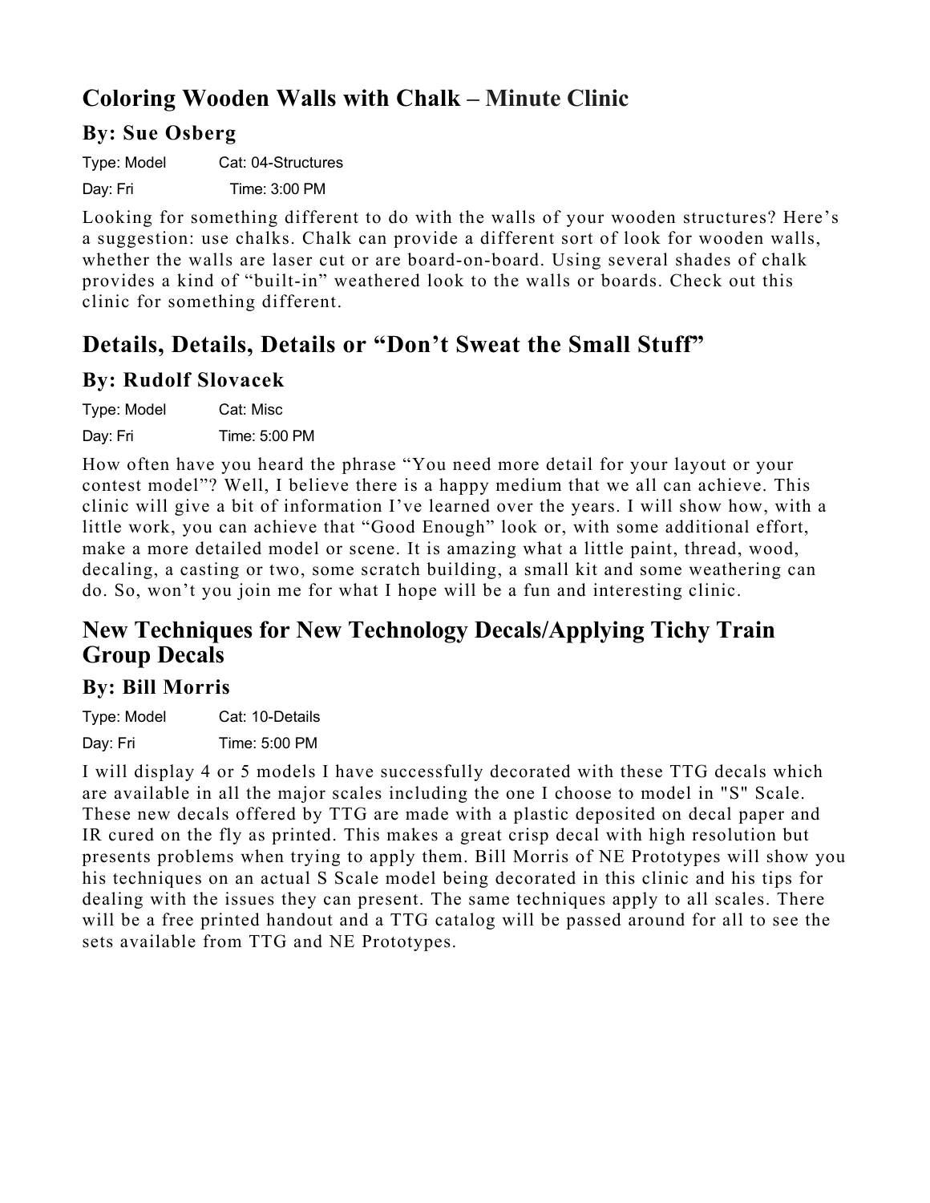## Coloring Wooden Walls with Chalk – Minute Clinic

### By: Sue Osberg

Type: Model Cat: 04-Structures

Day: Fri Time: 3:00 PM

Looking for something different to do with the walls of your wooden structures? Here's a suggestion: use chalks. Chalk can provide a different sort of look for wooden walls, whether the walls are laser cut or are board-on-board. Using several shades of chalk provides a kind of "built-in" weathered look to the walls or boards. Check out this clinic for something different.

## Details, Details, Details or "Don't Sweat the Small Stuff"

### By: Rudolf Slovacek

Type: Model Cat: Misc

Day: Fri Time: 5:00 PM

How often have you heard the phrase "You need more detail for your layout or your contest model"? Well, I believe there is a happy medium that we all can achieve. This clinic will give a bit of information I've learned over the years. I will show how, with a little work, you can achieve that "Good Enough" look or, with some additional effort, make a more detailed model or scene. It is amazing what a little paint, thread, wood, decaling, a casting or two, some scratch building, a small kit and some weathering can do. So, won't you join me for what I hope will be a fun and interesting clinic.

## New Techniques for New Technology Decals/Applying Tichy Train Group Decals

### By: Bill Morris

Type: Model Cat: 10-Details

Day: Fri Time: 5:00 PM

I will display 4 or 5 models I have successfully decorated with these TTG decals which are available in all the major scales including the one I choose to model in "S" Scale. These new decals offered by TTG are made with a plastic deposited on decal paper and IR cured on the fly as printed. This makes a great crisp decal with high resolution but presents problems when trying to apply them. Bill Morris of NE Prototypes will show you his techniques on an actual S Scale model being decorated in this clinic and his tips for dealing with the issues they can present. The same techniques apply to all scales. There will be a free printed handout and a TTG catalog will be passed around for all to see the sets available from TTG and NE Prototypes.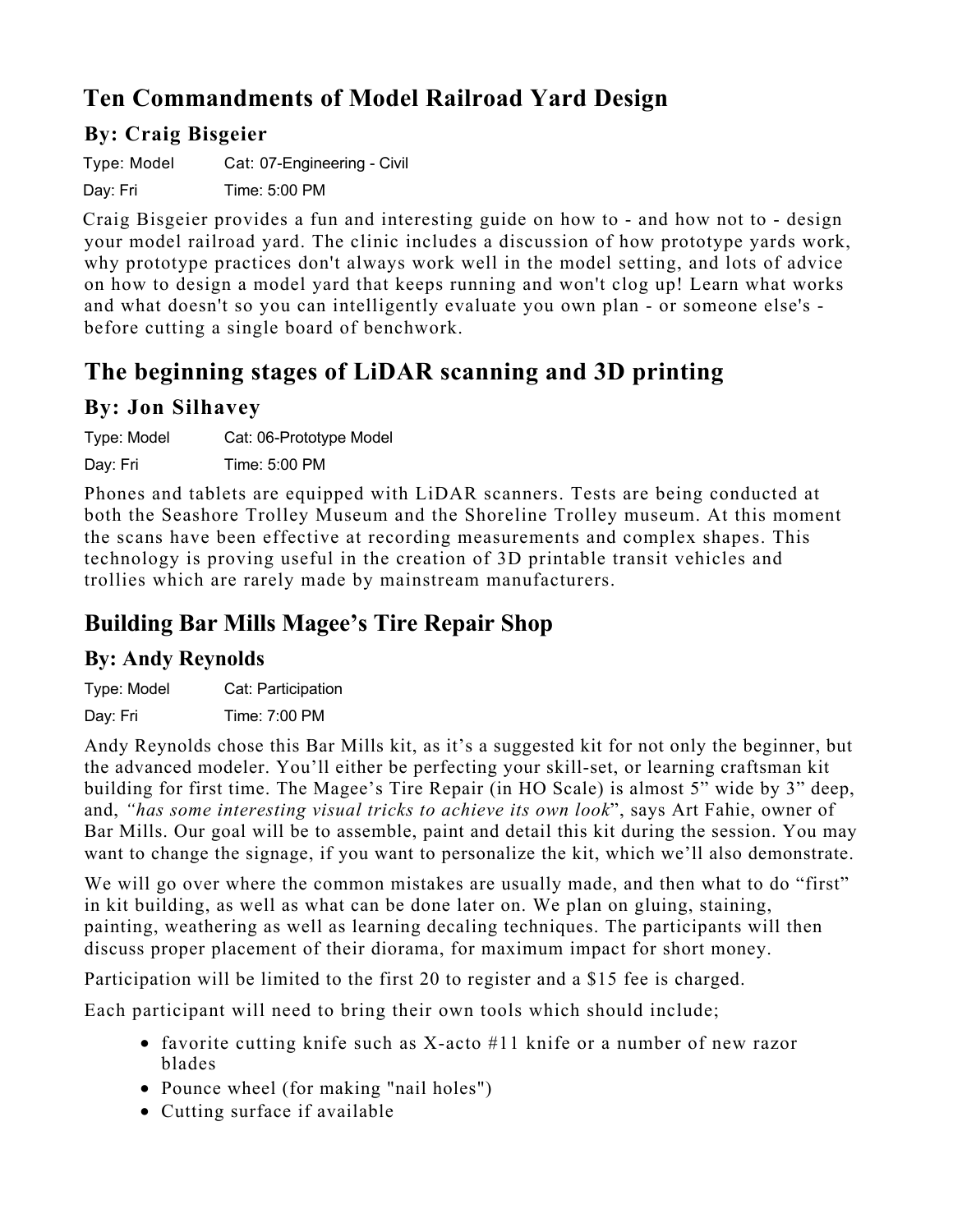## Ten Commandments of Model Railroad Yard Design

### By: Craig Bisgeier

Type: Model Cat: 07-Engineering - Civil

Day: Fri Time: 5:00 PM

Craig Bisgeier provides a fun and interesting guide on how to - and how not to - design your model railroad yard. The clinic includes a discussion of how prototype yards work, why prototype practices don't always work well in the model setting, and lots of advice on how to design a model yard that keeps running and won't clog up! Learn what works and what doesn't so you can intelligently evaluate you own plan - or someone else's - before cutting a single board of benchwork.

## The beginning stages of LiDAR scanning and 3D printing

### By: Jon Silhavey

Type: Model Cat: 06-Prototype Model

Day: Fri Time: 5:00 PM

Phones and tablets are equipped with LiDAR scanners. Tests are being conducted at both the Seashore Trolley Museum and the Shoreline Trolley museum. At this moment the scans have been effective at recording measurements and complex shapes. This technology is proving useful in the creation of 3D printable transit vehicles and trollies which are rarely made by mainstream manufacturers.

## Building Bar Mills Magee's Tire Repair Shop

### By: Andy Reynolds

Type: Model Cat: Participation

Day: Fri Time: 7:00 PM

Andy Reynolds chose this Bar Mills kit, as it's a suggested kit for not only the beginner, but the advanced modeler. You'll either be perfecting your skill-set, or learning craftsman kit building for first time. The Magee's Tire Repair (in HO Scale) is almost 5" wide by 3" deep, and, *"has some interesting visual tricks to achieve its own look"*, says Art Fahie, owner of Bar Mills. Our goal will be to assemble, paint and detail this kit during the session. You may want to change the signage, if you want to personalize the kit, which we'll also demonstrate.

We will go over where the common mistakes are usually made, and then what to do "first" in kit building, as well as what can be done later on. We plan on gluing, staining, painting, weathering as well as learning decaling techniques. The participants will then discuss proper placement of their diorama, for maximum impact for short money.

Participation will be limited to the first 20 to register and a $15 fee is charged.

Each participant will need to bring their own tools which should include;

- favorite cutting knife such as X-acto #11 knife or a number of new razor blades
- Pounce wheel (for making "nail holes")
- Cutting surface if available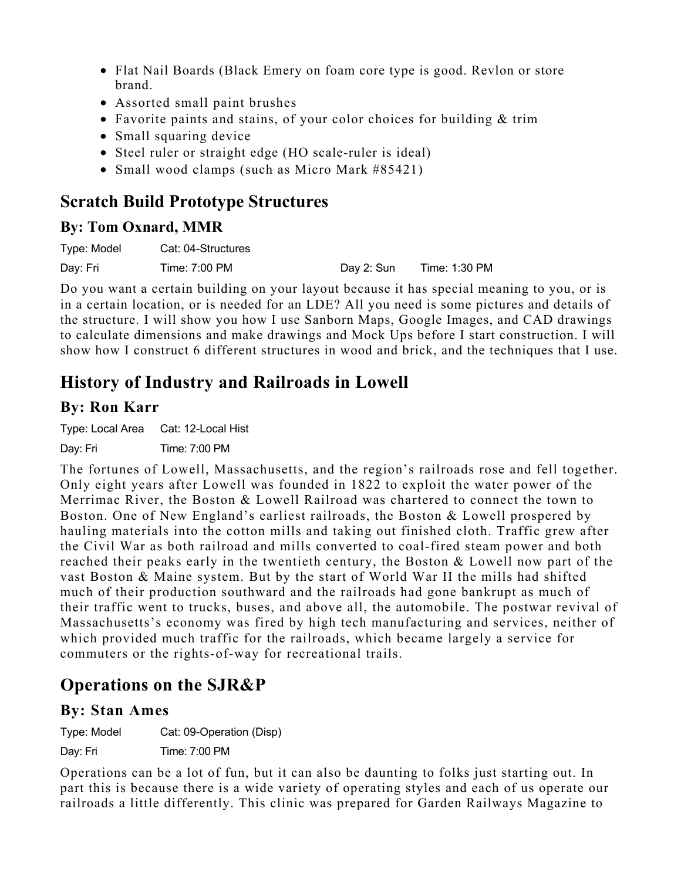- Flat Nail Boards (Black Emery on foam core type is good. Revlon or store brand.
- Assorted small paint brushes
- Favorite paints and stains, of your color choices for building & trim
- Small squaring device
- Steel ruler or straight edge (HO scale-ruler is ideal)
- Small wood clamps (such as Micro Mark #85421)

## Scratch Build Prototype Structures

### By: Tom Oxnard, MMR

Type: Model　　Cat: 04-Structures

Day: Fri　　Time: 7:00 PM　　Day 2: Sun　　Time: 1:30 PM

Do you want a certain building on your layout because it has special meaning to you, or is in a certain location, or is needed for an LDE? All you need is some pictures and details of the structure. I will show you how I use Sanborn Maps, Google Images, and CAD drawings to calculate dimensions and make drawings and Mock Ups before I start construction. I will show how I construct 6 different structures in wood and brick, and the techniques that I use.

## History of Industry and Railroads in Lowell

### By: Ron Karr

Type: Local Area　　Cat: 12-Local Hist

Day: Fri　　Time: 7:00 PM

The fortunes of Lowell, Massachusetts, and the region's railroads rose and fell together. Only eight years after Lowell was founded in 1822 to exploit the water power of the Merrimac River, the Boston & Lowell Railroad was chartered to connect the town to Boston. One of New England's earliest railroads, the Boston & Lowell prospered by hauling materials into the cotton mills and taking out finished cloth. Traffic grew after the Civil War as both railroad and mills converted to coal-fired steam power and both reached their peaks early in the twentieth century, the Boston & Lowell now part of the vast Boston & Maine system. But by the start of World War II the mills had shifted much of their production southward and the railroads had gone bankrupt as much of their traffic went to trucks, buses, and above all, the automobile. The postwar revival of Massachusetts's economy was fired by high tech manufacturing and services, neither of which provided much traffic for the railroads, which became largely a service for commuters or the rights-of-way for recreational trails.

## Operations on the SJR&P

### By: Stan Ames

Type: Model　　Cat: 09-Operation (Disp)

Day: Fri　　Time: 7:00 PM

Operations can be a lot of fun, but it can also be daunting to folks just starting out. In part this is because there is a wide variety of operating styles and each of us operate our railroads a little differently. This clinic was prepared for Garden Railways Magazine to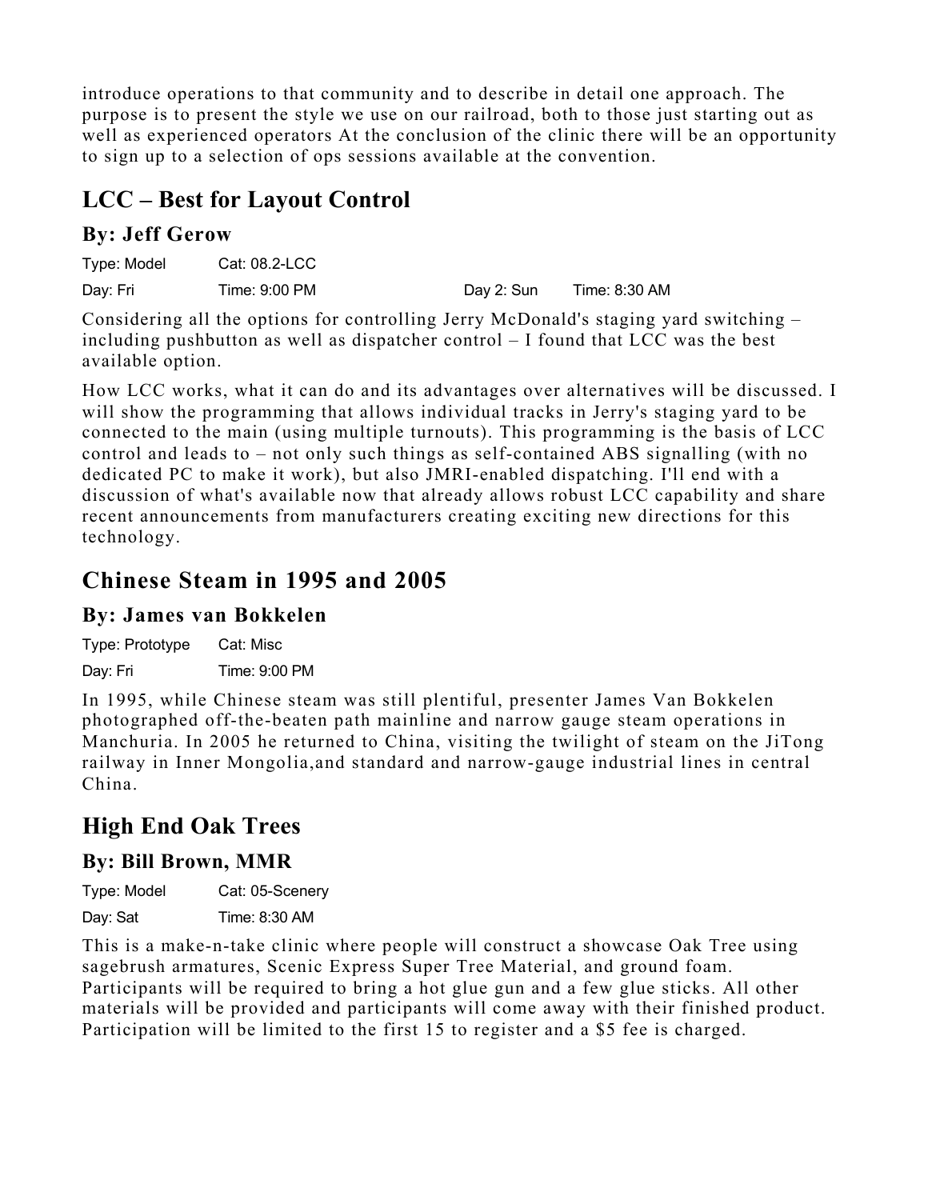introduce operations to that community and to describe in detail one approach. The purpose is to present the style we use on our railroad, both to those just starting out as well as experienced operators At the conclusion of the clinic there will be an opportunity to sign up to a selection of ops sessions available at the convention.

## LCC – Best for Layout Control

### By: Jeff Gerow

Type: Model Cat: 08.2-LCC

Day: Fri Time: 9:00 PM Day 2: Sun Time: 8:30 AM

Considering all the options for controlling Jerry McDonald's staging yard switching – including pushbutton as well as dispatcher control – I found that LCC was the best available option.

How LCC works, what it can do and its advantages over alternatives will be discussed. I will show the programming that allows individual tracks in Jerry's staging yard to be connected to the main (using multiple turnouts). This programming is the basis of LCC control and leads to – not only such things as self-contained ABS signalling (with no dedicated PC to make it work), but also JMRI-enabled dispatching. I'll end with a discussion of what's available now that already allows robust LCC capability and share recent announcements from manufacturers creating exciting new directions for this technology.

## Chinese Steam in 1995 and 2005

### By: James van Bokkelen

Type: Prototype Cat: Misc

Day: Fri Time: 9:00 PM

In 1995, while Chinese steam was still plentiful, presenter James Van Bokkelen photographed off-the-beaten path mainline and narrow gauge steam operations in Manchuria. In 2005 he returned to China, visiting the twilight of steam on the JiTong railway in Inner Mongolia,and standard and narrow-gauge industrial lines in central China.

## High End Oak Trees

### By: Bill Brown, MMR

Type: Model Cat: 05-Scenery

Day: Sat Time: 8:30 AM

This is a make-n-take clinic where people will construct a showcase Oak Tree using sagebrush armatures, Scenic Express Super Tree Material, and ground foam. Participants will be required to bring a hot glue gun and a few glue sticks. All other materials will be provided and participants will come away with their finished product. Participation will be limited to the first 15 to register and a $5 fee is charged.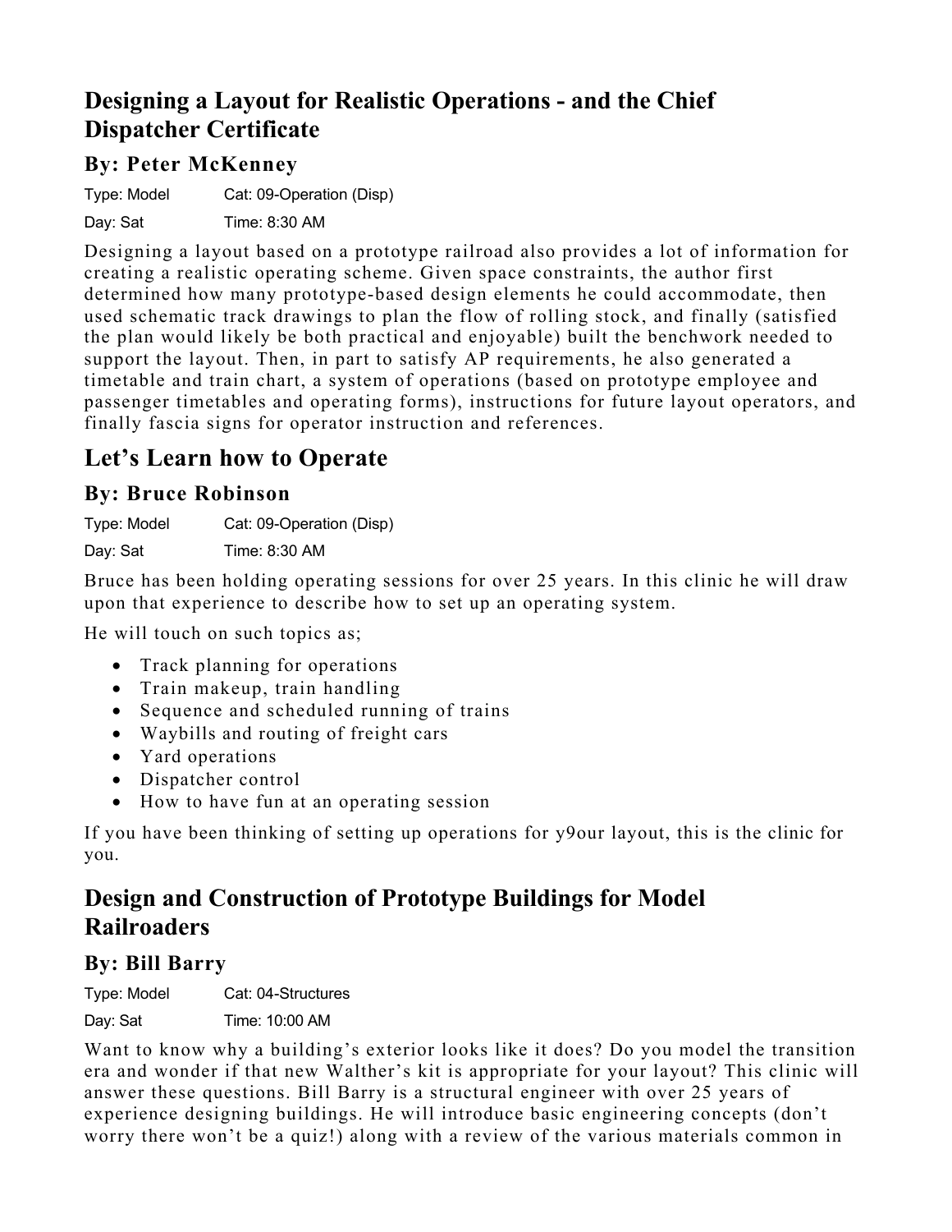## Designing a Layout for Realistic Operations - and the Chief Dispatcher Certificate

### By: Peter McKenney

Type: Model Cat: 09-Operation (Disp)

Day: Sat Time: 8:30 AM

Designing a layout based on a prototype railroad also provides a lot of information for creating a realistic operating scheme. Given space constraints, the author first determined how many prototype-based design elements he could accommodate, then used schematic track drawings to plan the flow of rolling stock, and finally (satisfied the plan would likely be both practical and enjoyable) built the benchwork needed to support the layout. Then, in part to satisfy AP requirements, he also generated a timetable and train chart, a system of operations (based on prototype employee and passenger timetables and operating forms), instructions for future layout operators, and finally fascia signs for operator instruction and references.

## Let's Learn how to Operate

### By: Bruce Robinson

Type: Model Cat: 09-Operation (Disp)

Day: Sat Time: 8:30 AM

Bruce has been holding operating sessions for over 25 years. In this clinic he will draw upon that experience to describe how to set up an operating system.

He will touch on such topics as;

- Track planning for operations
- Train makeup, train handling
- Sequence and scheduled running of trains
- Waybills and routing of freight cars
- Yard operations
- Dispatcher control
- How to have fun at an operating session

If you have been thinking of setting up operations for y9our layout, this is the clinic for you.

## Design and Construction of Prototype Buildings for Model Railroaders

### By: Bill Barry

Type: Model Cat: 04-Structures

Day: Sat Time: 10:00 AM

Want to know why a building's exterior looks like it does? Do you model the transition era and wonder if that new Walther's kit is appropriate for your layout? This clinic will answer these questions. Bill Barry is a structural engineer with over 25 years of experience designing buildings. He will introduce basic engineering concepts (don't worry there won't be a quiz!) along with a review of the various materials common in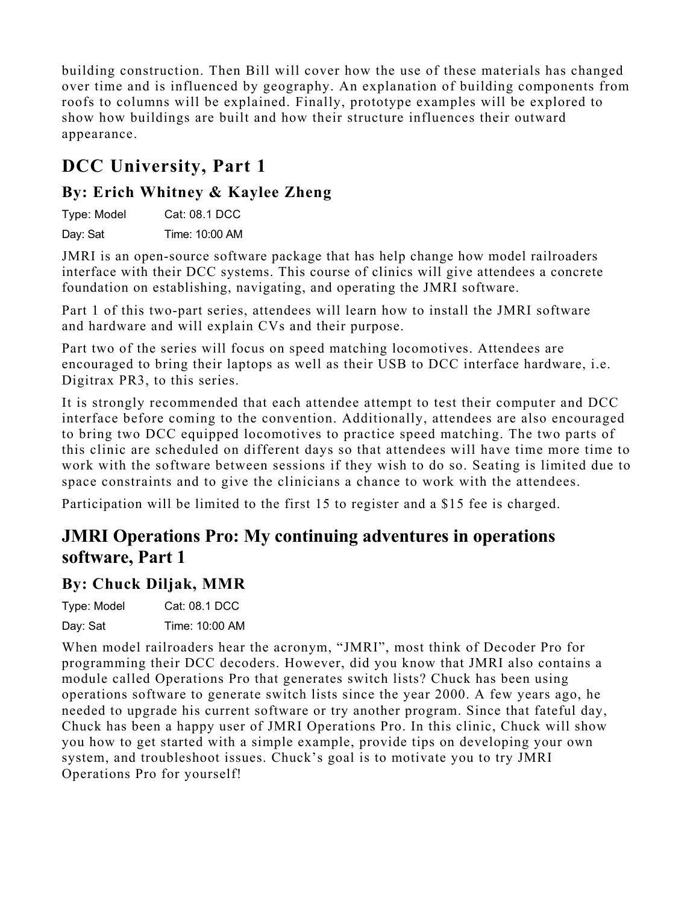building construction. Then Bill will cover how the use of these materials has changed over time and is influenced by geography. An explanation of building components from roofs to columns will be explained. Finally, prototype examples will be explored to show how buildings are built and how their structure influences their outward appearance.

## DCC University, Part 1

### By: Erich Whitney & Kaylee Zheng

| Type: Model | Cat: 08.1 DCC |
|---|---|
| Day: Sat | Time: 10:00 AM |

JMRI is an open-source software package that has help change how model railroaders interface with their DCC systems. This course of clinics will give attendees a concrete foundation on establishing, navigating, and operating the JMRI software.

Part 1 of this two-part series, attendees will learn how to install the JMRI software and hardware and will explain CVs and their purpose.

Part two of the series will focus on speed matching locomotives. Attendees are encouraged to bring their laptops as well as their USB to DCC interface hardware, i.e. Digitrax PR3, to this series.

It is strongly recommended that each attendee attempt to test their computer and DCC interface before coming to the convention. Additionally, attendees are also encouraged to bring two DCC equipped locomotives to practice speed matching. The two parts of this clinic are scheduled on different days so that attendees will have time more time to work with the software between sessions if they wish to do so. Seating is limited due to space constraints and to give the clinicians a chance to work with the attendees.

Participation will be limited to the first 15 to register and a $15 fee is charged.

## JMRI Operations Pro: My continuing adventures in operations software, Part 1

### By: Chuck Diljak, MMR

| Type: Model | Cat: 08.1 DCC |
|---|---|
| Day: Sat | Time: 10:00 AM |

When model railroaders hear the acronym, "JMRI", most think of Decoder Pro for programming their DCC decoders. However, did you know that JMRI also contains a module called Operations Pro that generates switch lists? Chuck has been using operations software to generate switch lists since the year 2000. A few years ago, he needed to upgrade his current software or try another program. Since that fateful day, Chuck has been a happy user of JMRI Operations Pro. In this clinic, Chuck will show you how to get started with a simple example, provide tips on developing your own system, and troubleshoot issues. Chuck's goal is to motivate you to try JMRI Operations Pro for yourself!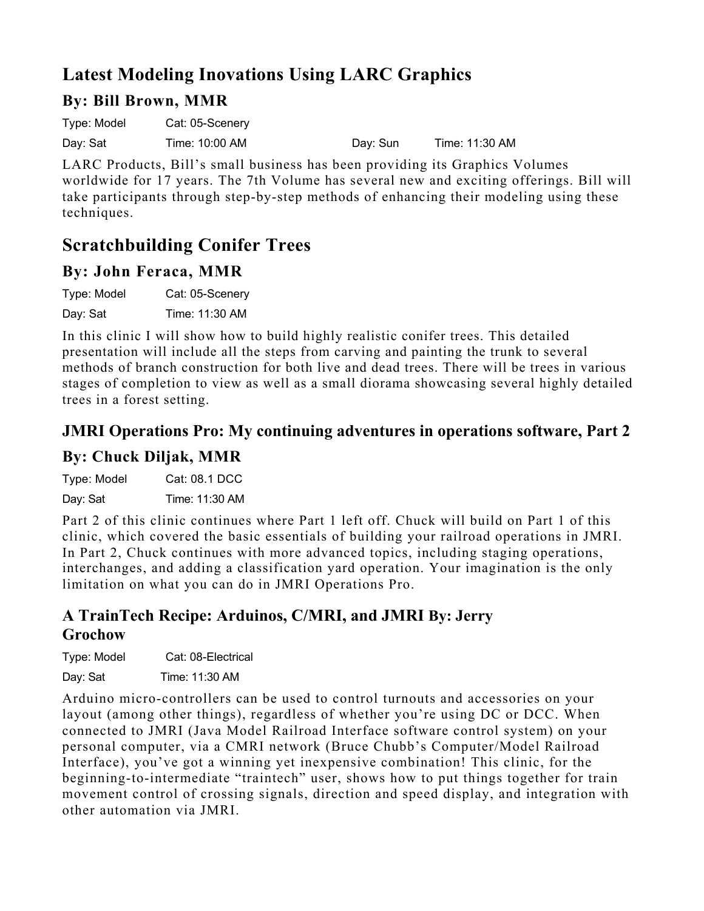## Latest Modeling Inovations Using LARC Graphics

### By: Bill Brown, MMR

Type: Model Cat: 05-Scenery

Day: Sat Time: 10:00 AM Day: Sun Time: 11:30 AM

LARC Products, Bill's small business has been providing its Graphics Volumes worldwide for 17 years. The 7th Volume has several new and exciting offerings. Bill will take participants through step-by-step methods of enhancing their modeling using these techniques.

## Scratchbuilding Conifer Trees

### By: John Feraca, MMR

Type: Model Cat: 05-Scenery

Day: Sat Time: 11:30 AM

In this clinic I will show how to build highly realistic conifer trees. This detailed presentation will include all the steps from carving and painting the trunk to several methods of branch construction for both live and dead trees. There will be trees in various stages of completion to view as well as a small diorama showcasing several highly detailed trees in a forest setting.

### JMRI Operations Pro: My continuing adventures in operations software, Part 2

### By: Chuck Diljak, MMR

Type: Model Cat: 08.1 DCC

Day: Sat Time: 11:30 AM

Part 2 of this clinic continues where Part 1 left off. Chuck will build on Part 1 of this clinic, which covered the basic essentials of building your railroad operations in JMRI. In Part 2, Chuck continues with more advanced topics, including staging operations, interchanges, and adding a classification yard operation. Your imagination is the only limitation on what you can do in JMRI Operations Pro.

### A TrainTech Recipe: Arduinos, C/MRI, and JMRI By: Jerry Grochow

Type: Model Cat: 08-Electrical

Day: Sat Time: 11:30 AM

Arduino micro-controllers can be used to control turnouts and accessories on your layout (among other things), regardless of whether you're using DC or DCC. When connected to JMRI (Java Model Railroad Interface software control system) on your personal computer, via a CMRI network (Bruce Chubb's Computer/Model Railroad Interface), you've got a winning yet inexpensive combination! This clinic, for the beginning-to-intermediate "traintech" user, shows how to put things together for train movement control of crossing signals, direction and speed display, and integration with other automation via JMRI.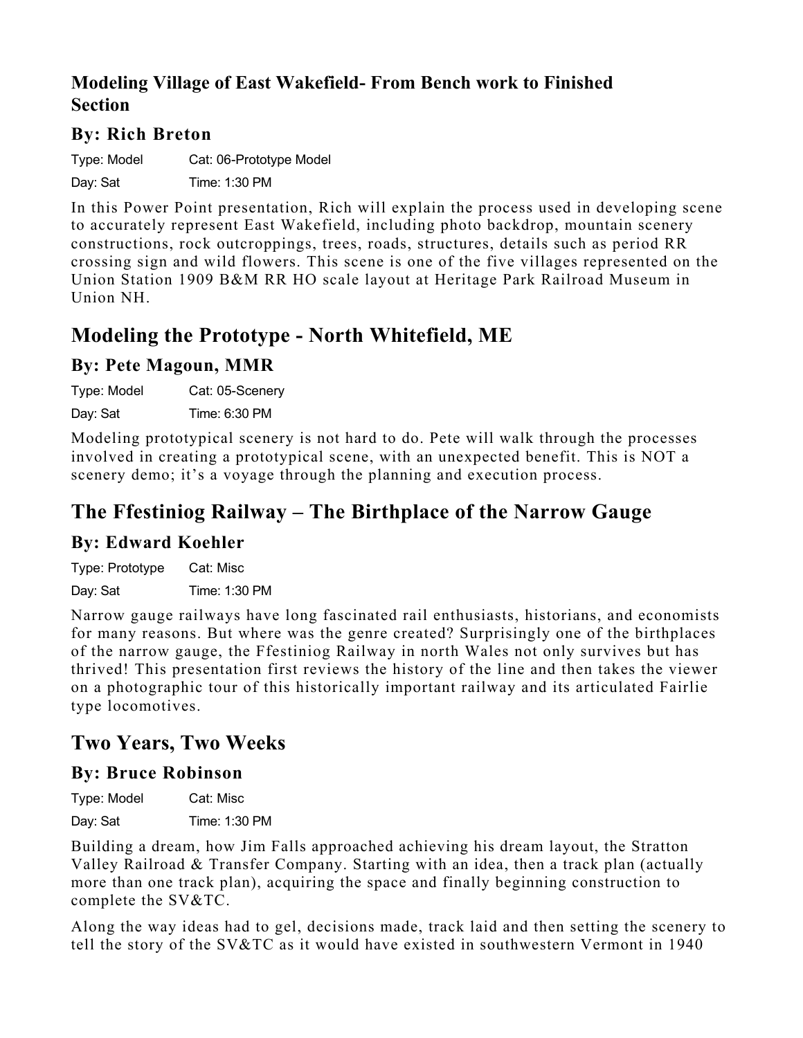## Modeling Village of East Wakefield- From Bench work to Finished Section

### By: Rich Breton

Type: Model Cat: 06-Prototype Model

Day: Sat Time: 1:30 PM

In this Power Point presentation, Rich will explain the process used in developing scene to accurately represent East Wakefield, including photo backdrop, mountain scenery constructions, rock outcroppings, trees, roads, structures, details such as period RR crossing sign and wild flowers. This scene is one of the five villages represented on the Union Station 1909 B&M RR HO scale layout at Heritage Park Railroad Museum in Union NH.

## Modeling the Prototype - North Whitefield, ME

### By: Pete Magoun, MMR

Type: Model Cat: 05-Scenery

Day: Sat Time: 6:30 PM

Modeling prototypical scenery is not hard to do. Pete will walk through the processes involved in creating a prototypical scene, with an unexpected benefit. This is NOT a scenery demo; it's a voyage through the planning and execution process.

## The Ffestiniog Railway – The Birthplace of the Narrow Gauge

### By: Edward Koehler

Type: Prototype Cat: Misc

Day: Sat Time: 1:30 PM

Narrow gauge railways have long fascinated rail enthusiasts, historians, and economists for many reasons. But where was the genre created? Surprisingly one of the birthplaces of the narrow gauge, the Ffestiniog Railway in north Wales not only survives but has thrived! This presentation first reviews the history of the line and then takes the viewer on a photographic tour of this historically important railway and its articulated Fairlie type locomotives.

## Two Years, Two Weeks

### By: Bruce Robinson

Type: Model Cat: Misc

Day: Sat Time: 1:30 PM

Building a dream, how Jim Falls approached achieving his dream layout, the Stratton Valley Railroad & Transfer Company. Starting with an idea, then a track plan (actually more than one track plan), acquiring the space and finally beginning construction to complete the SV&TC.

Along the way ideas had to gel, decisions made, track laid and then setting the scenery to tell the story of the SV&TC as it would have existed in southwestern Vermont in 1940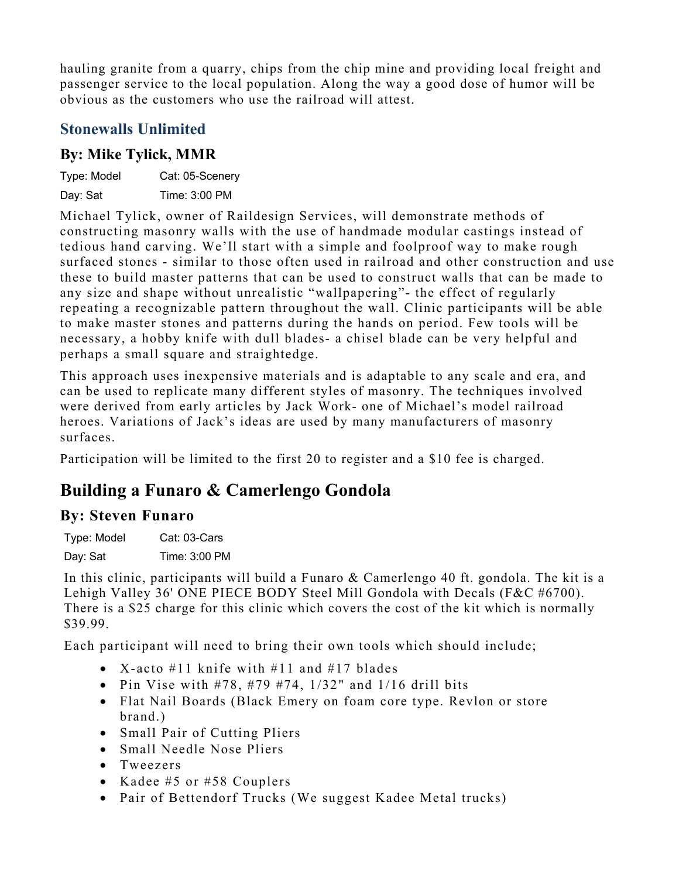hauling granite from a quarry, chips from the chip mine and providing local freight and passenger service to the local population. Along the way a good dose of humor will be obvious as the customers who use the railroad will attest.

### Stonewalls Unlimited

#### By: Mike Tylick, MMR

| Type: Model | Cat: 05-Scenery |
|---|---|
| Day: Sat | Time: 3:00 PM |

Michael Tylick, owner of Raildesign Services, will demonstrate methods of constructing masonry walls with the use of handmade modular castings instead of tedious hand carving. We'll start with a simple and foolproof way to make rough surfaced stones - similar to those often used in railroad and other construction and use these to build master patterns that can be used to construct walls that can be made to any size and shape without unrealistic "wallpapering"- the effect of regularly repeating a recognizable pattern throughout the wall. Clinic participants will be able to make master stones and patterns during the hands on period. Few tools will be necessary, a hobby knife with dull blades- a chisel blade can be very helpful and perhaps a small square and straightedge.

This approach uses inexpensive materials and is adaptable to any scale and era, and can be used to replicate many different styles of masonry. The techniques involved were derived from early articles by Jack Work- one of Michael's model railroad heroes. Variations of Jack's ideas are used by many manufacturers of masonry surfaces.

Participation will be limited to the first 20 to register and a $10 fee is charged.

## Building a Funaro & Camerlengo Gondola

#### By: Steven Funaro

| Type: Model | Cat: 03-Cars |
|---|---|
| Day: Sat | Time: 3:00 PM |

In this clinic, participants will build a Funaro & Camerlengo 40 ft. gondola. The kit is a Lehigh Valley 36' ONE PIECE BODY Steel Mill Gondola with Decals (F&C #6700). There is a $25 charge for this clinic which covers the cost of the kit which is normally $39.99.

Each participant will need to bring their own tools which should include;

- X-acto #11 knife with #11 and #17 blades
- Pin Vise with #78, #79 #74, 1/32" and 1/16 drill bits
- Flat Nail Boards (Black Emery on foam core type. Revlon or store brand.)
- Small Pair of Cutting Pliers
- Small Needle Nose Pliers
- Tweezers
- Kadee #5 or #58 Couplers
- Pair of Bettendorf Trucks (We suggest Kadee Metal trucks)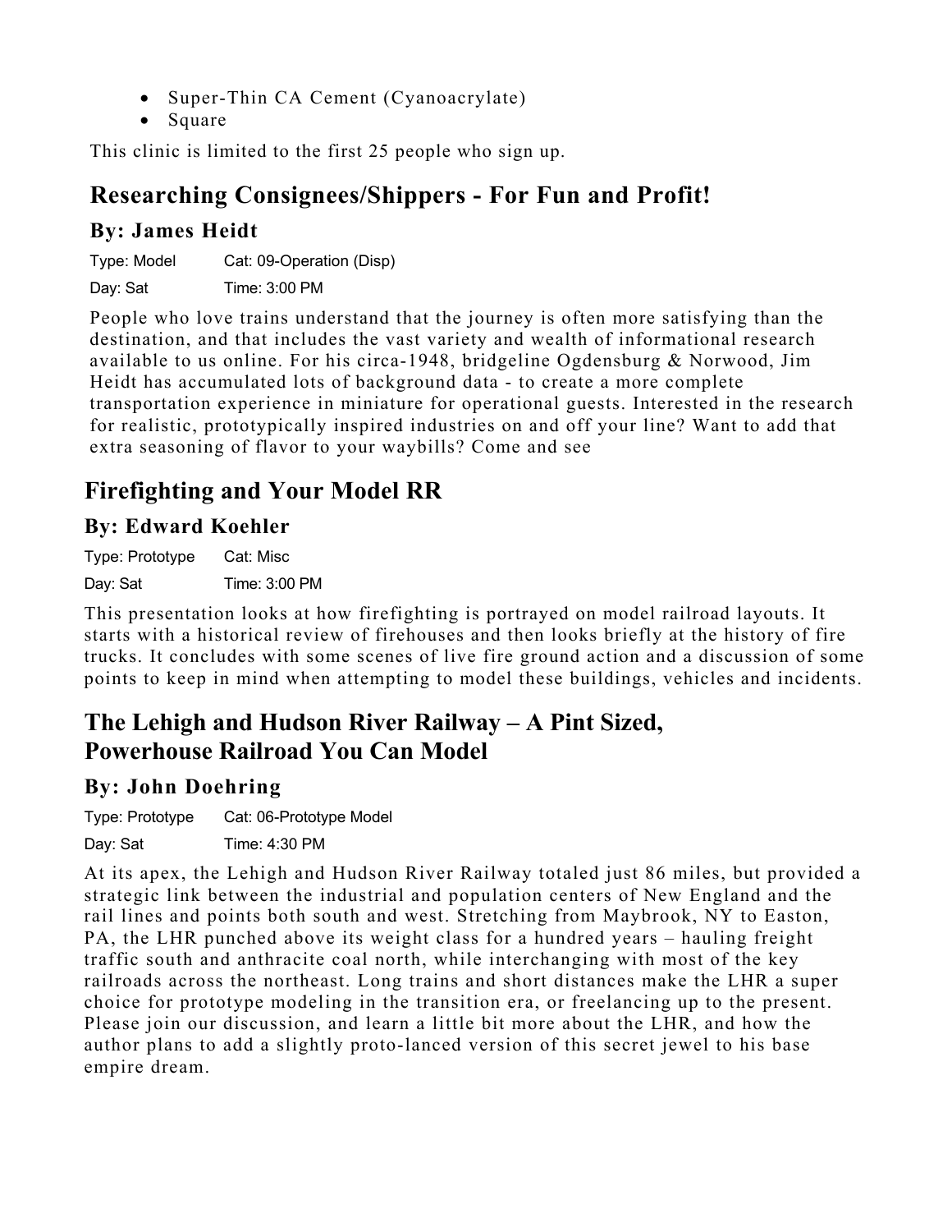- Super-Thin CA Cement (Cyanoacrylate)
- Square

This clinic is limited to the first 25 people who sign up.

## Researching Consignees/Shippers - For Fun and Profit!

### By: James Heidt

Type: Model Cat: 09-Operation (Disp)

Day: Sat Time: 3:00 PM

People who love trains understand that the journey is often more satisfying than the destination, and that includes the vast variety and wealth of informational research available to us online. For his circa-1948, bridgeline Ogdensburg & Norwood, Jim Heidt has accumulated lots of background data - to create a more complete transportation experience in miniature for operational guests. Interested in the research for realistic, prototypically inspired industries on and off your line? Want to add that extra seasoning of flavor to your waybills? Come and see

## Firefighting and Your Model RR

### By: Edward Koehler

Type: Prototype Cat: Misc

Day: Sat Time: 3:00 PM

This presentation looks at how firefighting is portrayed on model railroad layouts. It starts with a historical review of firehouses and then looks briefly at the history of fire trucks. It concludes with some scenes of live fire ground action and a discussion of some points to keep in mind when attempting to model these buildings, vehicles and incidents.

## The Lehigh and Hudson River Railway – A Pint Sized, Powerhouse Railroad You Can Model

### By: John Doehring

Type: Prototype Cat: 06-Prototype Model

Day: Sat Time: 4:30 PM

At its apex, the Lehigh and Hudson River Railway totaled just 86 miles, but provided a strategic link between the industrial and population centers of New England and the rail lines and points both south and west. Stretching from Maybrook, NY to Easton, PA, the LHR punched above its weight class for a hundred years – hauling freight traffic south and anthracite coal north, while interchanging with most of the key railroads across the northeast. Long trains and short distances make the LHR a super choice for prototype modeling in the transition era, or freelancing up to the present. Please join our discussion, and learn a little bit more about the LHR, and how the author plans to add a slightly proto-lanced version of this secret jewel to his base empire dream.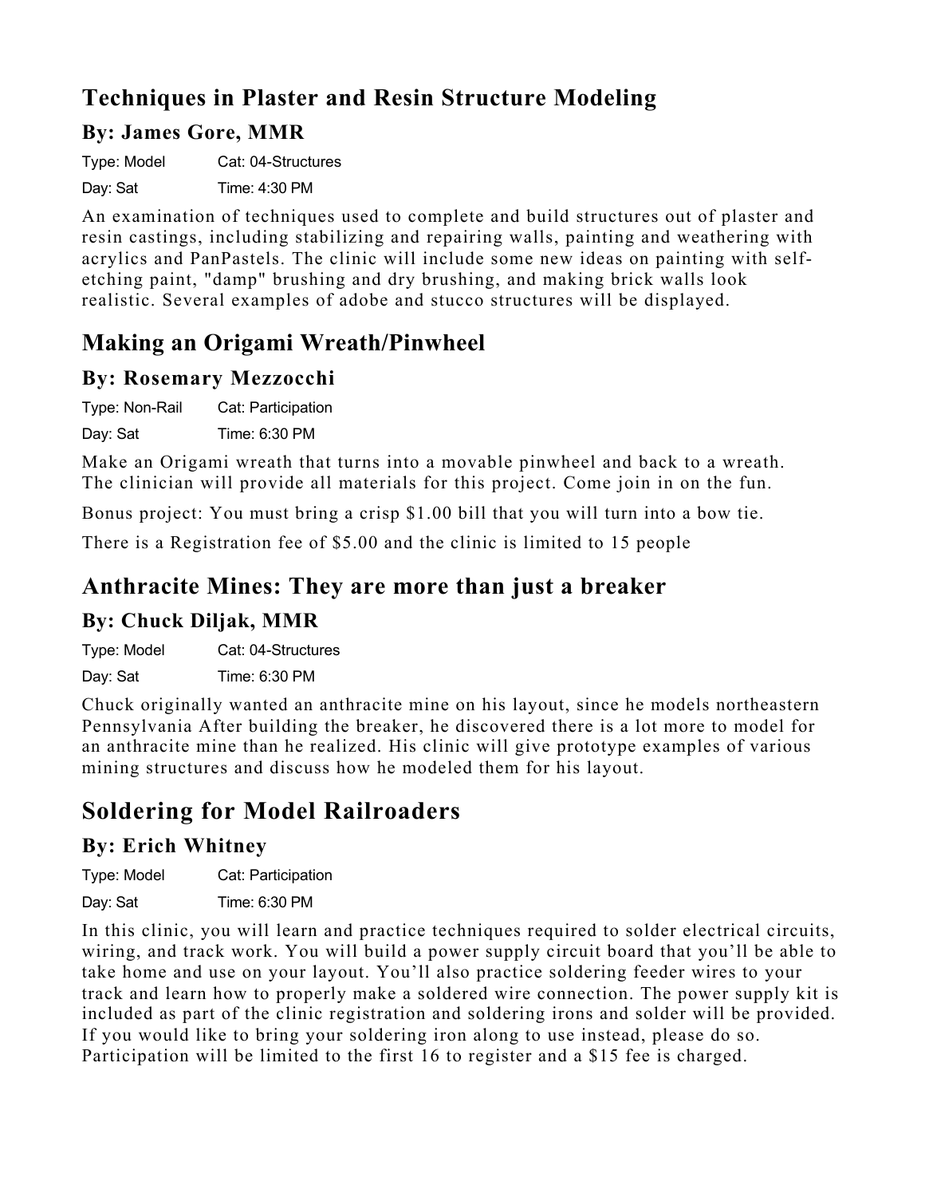## Techniques in Plaster and Resin Structure Modeling

### By: James Gore, MMR

Type: Model Cat: 04-Structures

Day: Sat Time: 4:30 PM

An examination of techniques used to complete and build structures out of plaster and resin castings, including stabilizing and repairing walls, painting and weathering with acrylics and PanPastels. The clinic will include some new ideas on painting with self-etching paint, "damp" brushing and dry brushing, and making brick walls look realistic. Several examples of adobe and stucco structures will be displayed.

## Making an Origami Wreath/Pinwheel

### By: Rosemary Mezzocchi

Type: Non-Rail Cat: Participation

Day: Sat Time: 6:30 PM

Make an Origami wreath that turns into a movable pinwheel and back to a wreath. The clinician will provide all materials for this project. Come join in on the fun.

Bonus project: You must bring a crisp $1.00 bill that you will turn into a bow tie.

There is a Registration fee of $5.00 and the clinic is limited to 15 people

## Anthracite Mines: They are more than just a breaker

### By: Chuck Diljak, MMR

Type: Model Cat: 04-Structures

Day: Sat Time: 6:30 PM

Chuck originally wanted an anthracite mine on his layout, since he models northeastern Pennsylvania After building the breaker, he discovered there is a lot more to model for an anthracite mine than he realized. His clinic will give prototype examples of various mining structures and discuss how he modeled them for his layout.

## Soldering for Model Railroaders

### By: Erich Whitney

Type: Model Cat: Participation

Day: Sat Time: 6:30 PM

In this clinic, you will learn and practice techniques required to solder electrical circuits, wiring, and track work. You will build a power supply circuit board that you'll be able to take home and use on your layout. You'll also practice soldering feeder wires to your track and learn how to properly make a soldered wire connection. The power supply kit is included as part of the clinic registration and soldering irons and solder will be provided. If you would like to bring your soldering iron along to use instead, please do so. Participation will be limited to the first 16 to register and a $15 fee is charged.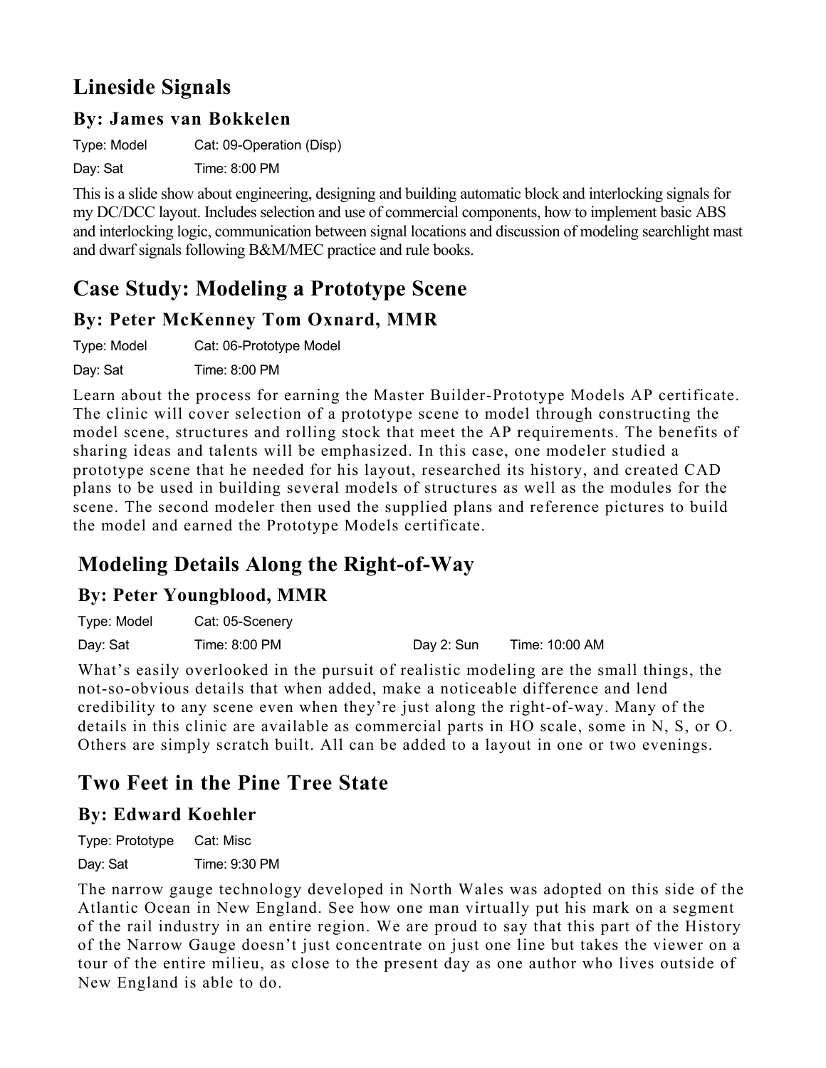## Lineside Signals

### By: James van Bokkelen

Type: Model Cat: 09-Operation (Disp)

Day: Sat Time: 8:00 PM

This is a slide show about engineering, designing and building automatic block and interlocking signals for my DC/DCC layout. Includes selection and use of commercial components, how to implement basic ABS and interlocking logic, communication between signal locations and discussion of modeling searchlight mast and dwarf signals following B&M/MEC practice and rule books.

## Case Study: Modeling a Prototype Scene

### By: Peter McKenney Tom Oxnard, MMR

Type: Model Cat: 06-Prototype Model

Day: Sat Time: 8:00 PM

Learn about the process for earning the Master Builder-Prototype Models AP certificate. The clinic will cover selection of a prototype scene to model through constructing the model scene, structures and rolling stock that meet the AP requirements. The benefits of sharing ideas and talents will be emphasized. In this case, one modeler studied a prototype scene that he needed for his layout, researched its history, and created CAD plans to be used in building several models of structures as well as the modules for the scene. The second modeler then used the supplied plans and reference pictures to build the model and earned the Prototype Models certificate.

## Modeling Details Along the Right-of-Way

### By: Peter Youngblood, MMR

Type: Model Cat: 05-Scenery

Day: Sat Time: 8:00 PM Day 2: Sun Time: 10:00 AM

What's easily overlooked in the pursuit of realistic modeling are the small things, the not-so-obvious details that when added, make a noticeable difference and lend credibility to any scene even when they're just along the right-of-way. Many of the details in this clinic are available as commercial parts in HO scale, some in N, S, or O. Others are simply scratch built. All can be added to a layout in one or two evenings.

## Two Feet in the Pine Tree State

### By: Edward Koehler

Type: Prototype Cat: Misc

Day: Sat Time: 9:30 PM

The narrow gauge technology developed in North Wales was adopted on this side of the Atlantic Ocean in New England. See how one man virtually put his mark on a segment of the rail industry in an entire region. We are proud to say that this part of the History of the Narrow Gauge doesn't just concentrate on just one line but takes the viewer on a tour of the entire milieu, as close to the present day as one author who lives outside of New England is able to do.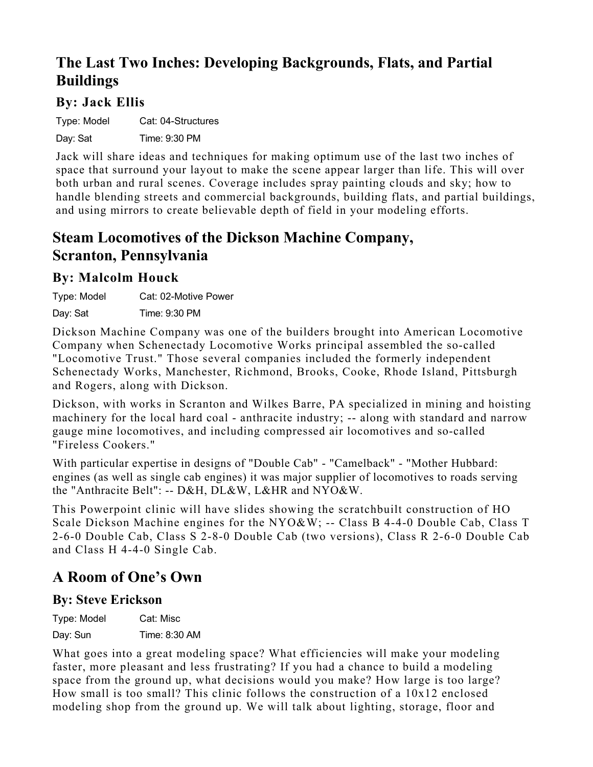## The Last Two Inches: Developing Backgrounds, Flats, and Partial Buildings

### By: Jack Ellis

Type: Model Cat: 04-Structures

Day: Sat Time: 9:30 PM

Jack will share ideas and techniques for making optimum use of the last two inches of space that surround your layout to make the scene appear larger than life. This will over both urban and rural scenes. Coverage includes spray painting clouds and sky; how to handle blending streets and commercial backgrounds, building flats, and partial buildings, and using mirrors to create believable depth of field in your modeling efforts.

## Steam Locomotives of the Dickson Machine Company, Scranton, Pennsylvania

### By: Malcolm Houck

Type: Model Cat: 02-Motive Power

Day: Sat Time: 9:30 PM

Dickson Machine Company was one of the builders brought into American Locomotive Company when Schenectady Locomotive Works principal assembled the so-called "Locomotive Trust." Those several companies included the formerly independent Schenectady Works, Manchester, Richmond, Brooks, Cooke, Rhode Island, Pittsburgh and Rogers, along with Dickson.

Dickson, with works in Scranton and Wilkes Barre, PA specialized in mining and hoisting machinery for the local hard coal - anthracite industry; -- along with standard and narrow gauge mine locomotives, and including compressed air locomotives and so-called "Fireless Cookers."

With particular expertise in designs of "Double Cab" - "Camelback" - "Mother Hubbard: engines (as well as single cab engines) it was major supplier of locomotives to roads serving the "Anthracite Belt": -- D&H, DL&W, L&HR and NYO&W.

This Powerpoint clinic will have slides showing the scratchbuilt construction of HO Scale Dickson Machine engines for the NYO&W; -- Class B 4-4-0 Double Cab, Class T 2-6-0 Double Cab, Class S 2-8-0 Double Cab (two versions), Class R 2-6-0 Double Cab and Class H 4-4-0 Single Cab.

## A Room of One's Own

### By: Steve Erickson

Type: Model Cat: Misc

Day: Sun Time: 8:30 AM

What goes into a great modeling space? What efficiencies will make your modeling faster, more pleasant and less frustrating? If you had a chance to build a modeling space from the ground up, what decisions would you make? How large is too large? How small is too small? This clinic follows the construction of a 10x12 enclosed modeling shop from the ground up. We will talk about lighting, storage, floor and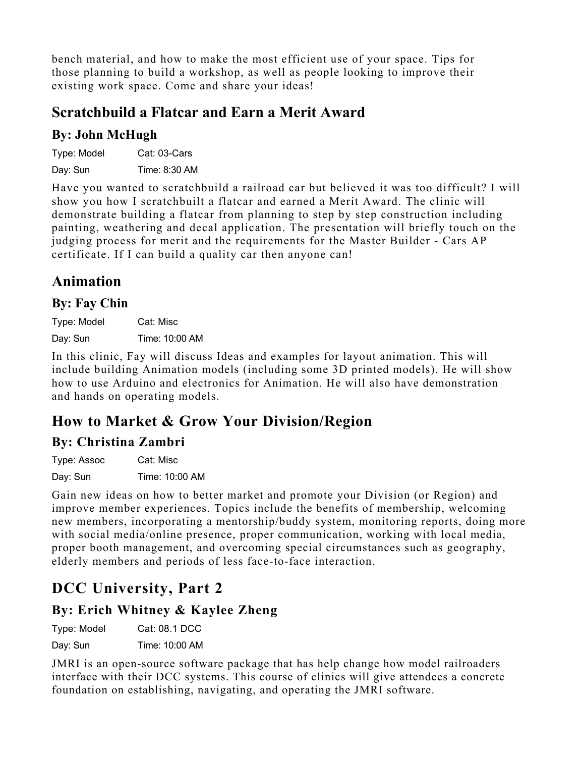bench material, and how to make the most efficient use of your space. Tips for those planning to build a workshop, as well as people looking to improve their existing work space. Come and share your ideas!

## Scratchbuild a Flatcar and Earn a Merit Award

### By: John McHugh

Type: Model Cat: 03-Cars

Day: Sun Time: 8:30 AM

Have you wanted to scratchbuild a railroad car but believed it was too difficult? I will show you how I scratchbuilt a flatcar and earned a Merit Award. The clinic will demonstrate building a flatcar from planning to step by step construction including painting, weathering and decal application. The presentation will briefly touch on the judging process for merit and the requirements for the Master Builder - Cars AP certificate. If I can build a quality car then anyone can!

## Animation

### By: Fay Chin

Type: Model Cat: Misc

Day: Sun Time: 10:00 AM

In this clinic, Fay will discuss Ideas and examples for layout animation. This will include building Animation models (including some 3D printed models). He will show how to use Arduino and electronics for Animation. He will also have demonstration and hands on operating models.

## How to Market & Grow Your Division/Region

### By: Christina Zambri

Type: Assoc Cat: Misc

Day: Sun Time: 10:00 AM

Gain new ideas on how to better market and promote your Division (or Region) and improve member experiences. Topics include the benefits of membership, welcoming new members, incorporating a mentorship/buddy system, monitoring reports, doing more with social media/online presence, proper communication, working with local media, proper booth management, and overcoming special circumstances such as geography, elderly members and periods of less face-to-face interaction.

## DCC University, Part 2

### By: Erich Whitney & Kaylee Zheng

Type: Model Cat: 08.1 DCC

Day: Sun Time: 10:00 AM

JMRI is an open-source software package that has help change how model railroaders interface with their DCC systems. This course of clinics will give attendees a concrete foundation on establishing, navigating, and operating the JMRI software.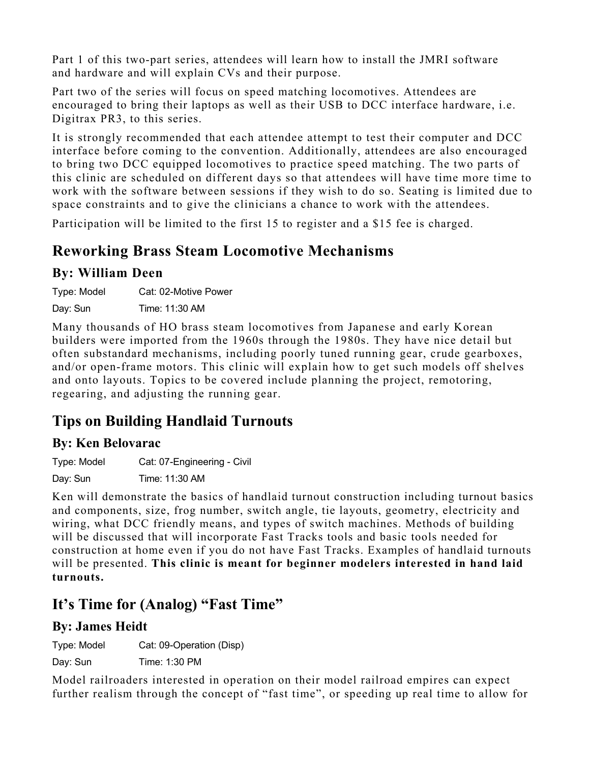Part 1 of this two-part series, attendees will learn how to install the JMRI software and hardware and will explain CVs and their purpose.

Part two of the series will focus on speed matching locomotives. Attendees are encouraged to bring their laptops as well as their USB to DCC interface hardware, i.e. Digitrax PR3, to this series.

It is strongly recommended that each attendee attempt to test their computer and DCC interface before coming to the convention. Additionally, attendees are also encouraged to bring two DCC equipped locomotives to practice speed matching. The two parts of this clinic are scheduled on different days so that attendees will have time more time to work with the software between sessions if they wish to do so. Seating is limited due to space constraints and to give the clinicians a chance to work with the attendees.

Participation will be limited to the first 15 to register and a $15 fee is charged.

## Reworking Brass Steam Locomotive Mechanisms

### By: William Deen

Type: Model     Cat: 02-Motive Power

Day: Sun     Time: 11:30 AM

Many thousands of HO brass steam locomotives from Japanese and early Korean builders were imported from the 1960s through the 1980s. They have nice detail but often substandard mechanisms, including poorly tuned running gear, crude gearboxes, and/or open-frame motors. This clinic will explain how to get such models off shelves and onto layouts. Topics to be covered include planning the project, remotoring, regearing, and adjusting the running gear.

## Tips on Building Handlaid Turnouts

### By: Ken Belovarac

Type: Model     Cat: 07-Engineering - Civil

Day: Sun     Time: 11:30 AM

Ken will demonstrate the basics of handlaid turnout construction including turnout basics and components, size, frog number, switch angle, tie layouts, geometry, electricity and wiring, what DCC friendly means, and types of switch machines. Methods of building will be discussed that will incorporate Fast Tracks tools and basic tools needed for construction at home even if you do not have Fast Tracks. Examples of handlaid turnouts will be presented. **This clinic is meant for beginner modelers interested in hand laid turnouts.**

## It's Time for (Analog) "Fast Time"

### By: James Heidt

Type: Model     Cat: 09-Operation (Disp)

Day: Sun     Time: 1:30 PM

Model railroaders interested in operation on their model railroad empires can expect further realism through the concept of "fast time", or speeding up real time to allow for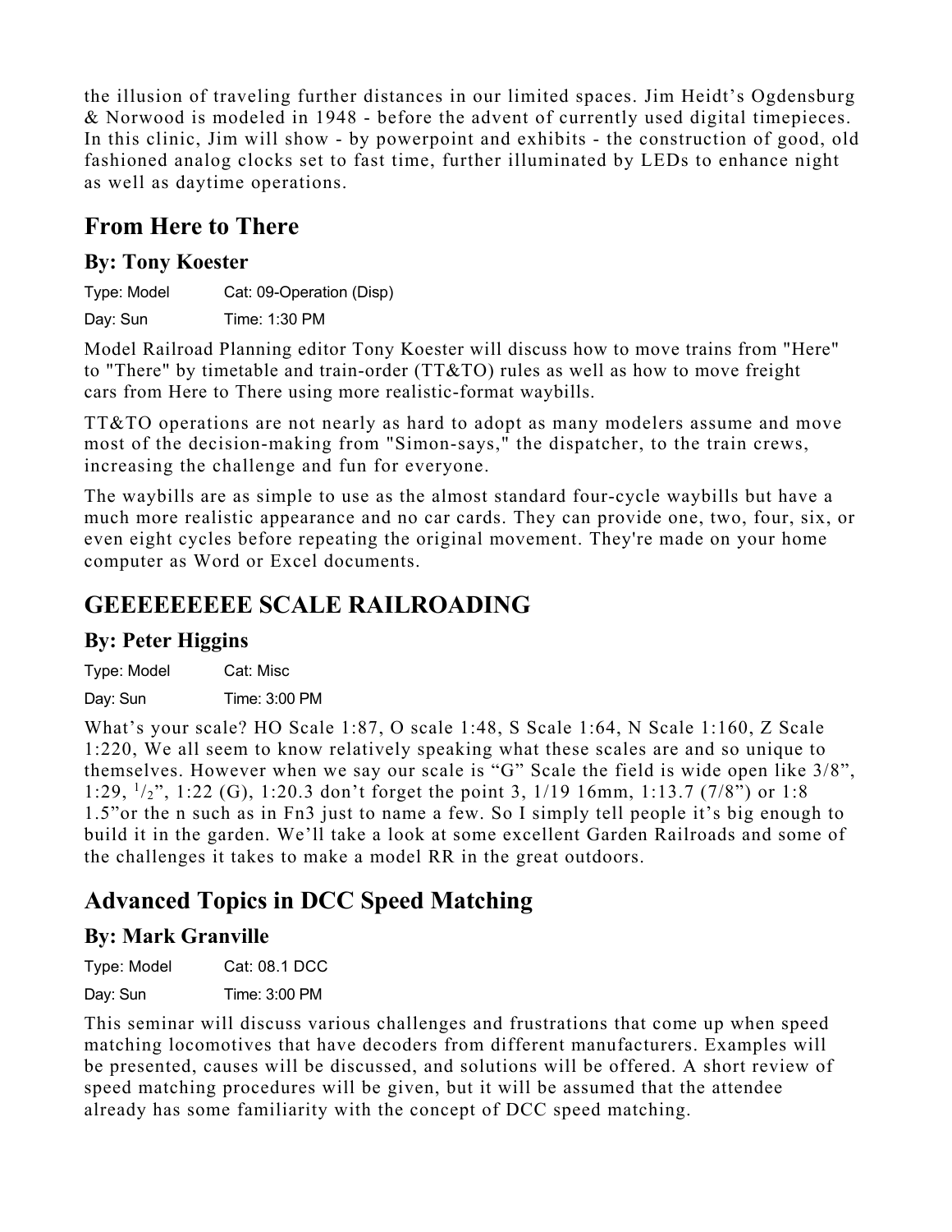the illusion of traveling further distances in our limited spaces. Jim Heidt's Ogdensburg & Norwood is modeled in 1948 - before the advent of currently used digital timepieces. In this clinic, Jim will show - by powerpoint and exhibits - the construction of good, old fashioned analog clocks set to fast time, further illuminated by LEDs to enhance night as well as daytime operations.

## From Here to There

### By: Tony Koester

Type: Model Cat: 09-Operation (Disp)

Day: Sun Time: 1:30 PM

Model Railroad Planning editor Tony Koester will discuss how to move trains from "Here" to "There" by timetable and train-order (TT&TO) rules as well as how to move freight cars from Here to There using more realistic-format waybills.

TT&TO operations are not nearly as hard to adopt as many modelers assume and move most of the decision-making from "Simon-says," the dispatcher, to the train crews, increasing the challenge and fun for everyone.

The waybills are as simple to use as the almost standard four-cycle waybills but have a much more realistic appearance and no car cards. They can provide one, two, four, six, or even eight cycles before repeating the original movement. They're made on your home computer as Word or Excel documents.

## GEEEEEEEEE SCALE RAILROADING

### By: Peter Higgins

Type: Model Cat: Misc

Day: Sun Time: 3:00 PM

What's your scale? HO Scale 1:87, O scale 1:48, S Scale 1:64, N Scale 1:160, Z Scale 1:220, We all seem to know relatively speaking what these scales are and so unique to themselves. However when we say our scale is "G" Scale the field is wide open like 3/8", 1:29, 1/2", 1:22 (G), 1:20.3 don't forget the point 3, 1/19 16mm, 1:13.7 (7/8") or 1:8 1.5"or the n such as in Fn3 just to name a few. So I simply tell people it's big enough to build it in the garden. We'll take a look at some excellent Garden Railroads and some of the challenges it takes to make a model RR in the great outdoors.

## Advanced Topics in DCC Speed Matching

### By: Mark Granville

Type: Model Cat: 08.1 DCC

Day: Sun Time: 3:00 PM

This seminar will discuss various challenges and frustrations that come up when speed matching locomotives that have decoders from different manufacturers. Examples will be presented, causes will be discussed, and solutions will be offered. A short review of speed matching procedures will be given, but it will be assumed that the attendee already has some familiarity with the concept of DCC speed matching.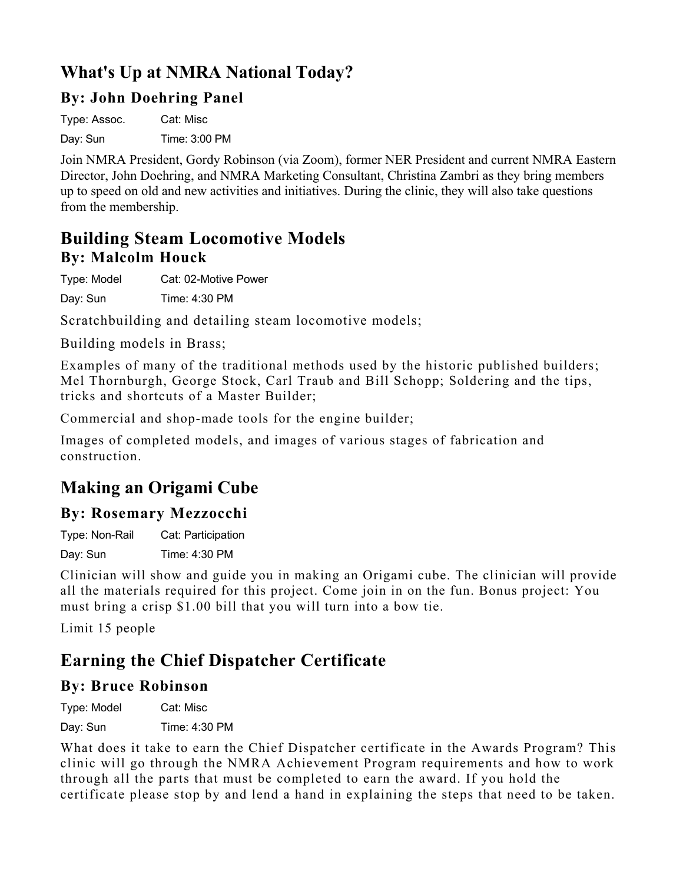## What's Up at NMRA National Today?

### By: John Doehring Panel

Type: Assoc. Cat: Misc

Day: Sun Time: 3:00 PM

Join NMRA President, Gordy Robinson (via Zoom), former NER President and current NMRA Eastern Director, John Doehring, and NMRA Marketing Consultant, Christina Zambri as they bring members up to speed on old and new activities and initiatives. During the clinic, they will also take questions from the membership.

## Building Steam Locomotive Models

### By: Malcolm Houck

Type: Model Cat: 02-Motive Power

Day: Sun Time: 4:30 PM

Scratchbuilding and detailing steam locomotive models;

Building models in Brass;

Examples of many of the traditional methods used by the historic published builders; Mel Thornburgh, George Stock, Carl Traub and Bill Schopp; Soldering and the tips, tricks and shortcuts of a Master Builder;

Commercial and shop-made tools for the engine builder;

Images of completed models, and images of various stages of fabrication and construction.

## Making an Origami Cube

### By: Rosemary Mezzocchi

Type: Non-Rail Cat: Participation

Day: Sun Time: 4:30 PM

Clinician will show and guide you in making an Origami cube. The clinician will provide all the materials required for this project. Come join in on the fun. Bonus project: You must bring a crisp $1.00 bill that you will turn into a bow tie.

Limit 15 people

## Earning the Chief Dispatcher Certificate

### By: Bruce Robinson

Type: Model Cat: Misc

Day: Sun Time: 4:30 PM

What does it take to earn the Chief Dispatcher certificate in the Awards Program? This clinic will go through the NMRA Achievement Program requirements and how to work through all the parts that must be completed to earn the award. If you hold the certificate please stop by and lend a hand in explaining the steps that need to be taken.